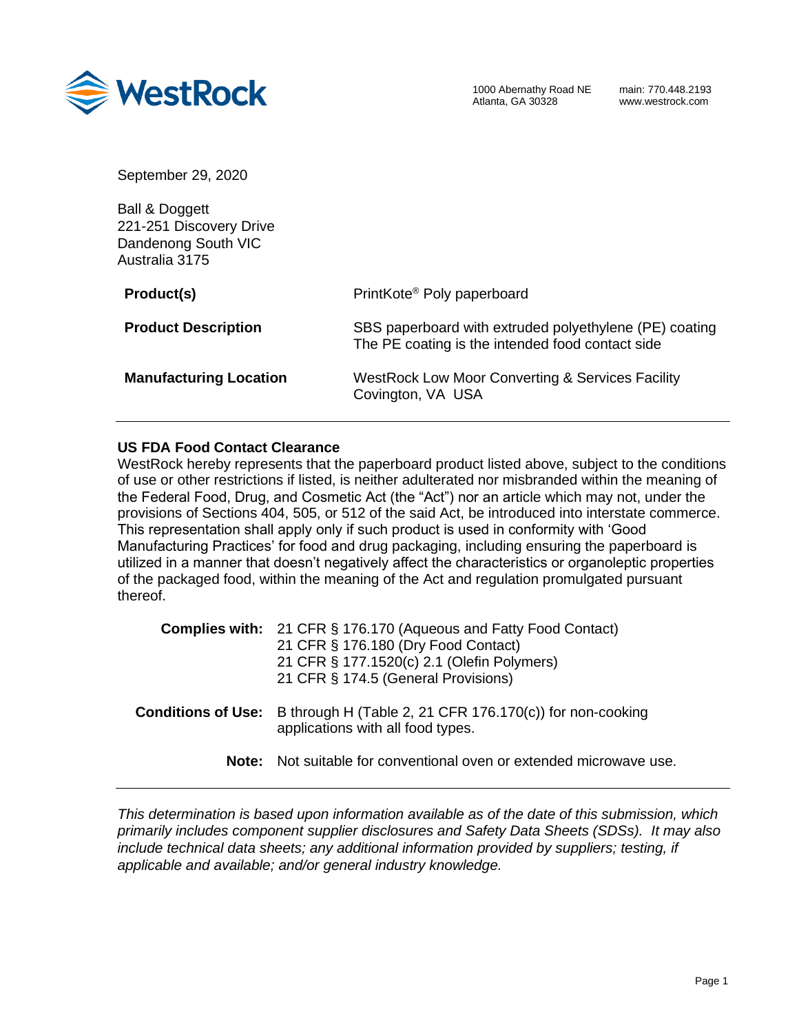WestRock

1000 Abernathy Road NE
Atlanta, GA 30328

main: 770.448.2193
www.westrock.com

September 29, 2020

Ball & Doggett
221-251 Discovery Drive
Dandenong South VIC
Australia 3175

| | |
|---|---|
| **Product(s)** | PrintKote® Poly paperboard |
| **Product Description** | SBS paperboard with extruded polyethylene (PE) coating<br>The PE coating is the intended food contact side |
| **Manufacturing Location** | WestRock Low Moor Converting & Services Facility<br>Covington, VA USA |

---

**US FDA Food Contact Clearance**

WestRock hereby represents that the paperboard product listed above, subject to the conditions of use or other restrictions if listed, is neither adulterated nor misbranded within the meaning of the Federal Food, Drug, and Cosmetic Act (the "Act") nor an article which may not, under the provisions of Sections 404, 505, or 512 of the said Act, be introduced into interstate commerce. This representation shall apply only if such product is used in conformity with 'Good Manufacturing Practices' for food and drug packaging, including ensuring the paperboard is utilized in a manner that doesn't negatively affect the characteristics or organoleptic properties of the packaged food, within the meaning of the Act and regulation promulgated pursuant thereof.

**Complies with:** 21 CFR § 176.170 (Aqueous and Fatty Food Contact)
21 CFR § 176.180 (Dry Food Contact)
21 CFR § 177.1520(c) 2.1 (Olefin Polymers)
21 CFR § 174.5 (General Provisions)

**Conditions of Use:** B through H (Table 2, 21 CFR 176.170(c)) for non-cooking applications with all food types.

**Note:** Not suitable for conventional oven or extended microwave use.

---

*This determination is based upon information available as of the date of this submission, which primarily includes component supplier disclosures and Safety Data Sheets (SDSs). It may also include technical data sheets; any additional information provided by suppliers; testing, if applicable and available; and/or general industry knowledge.*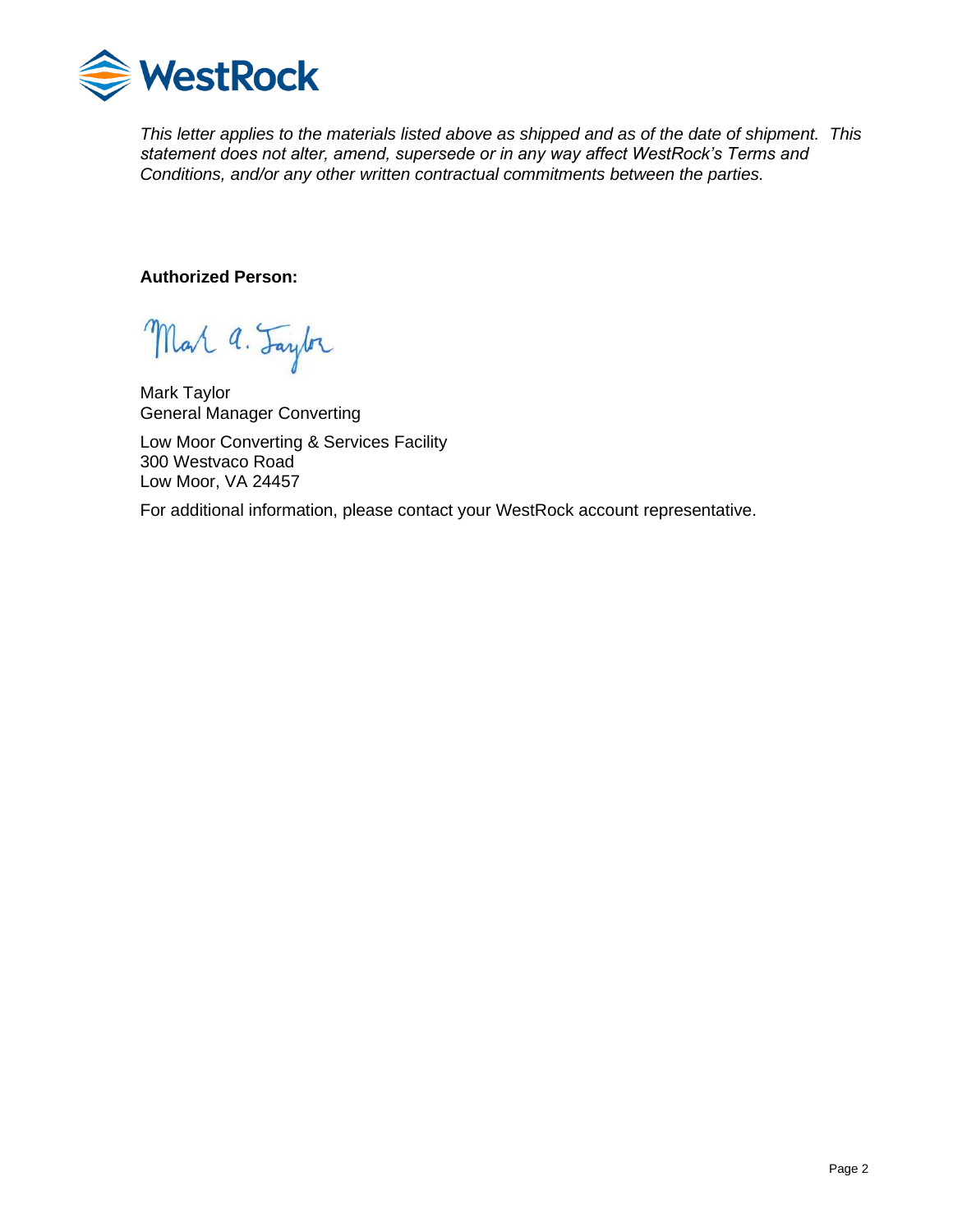*This letter applies to the materials listed above as shipped and as of the date of shipment. This statement does not alter, amend, supersede or in any way affect WestRock's Terms and Conditions, and/or any other written contractual commitments between the parties.*

**Authorized Person:**

Mark Taylor
General Manager Converting

Low Moor Converting & Services Facility
300 Westvaco Road
Low Moor, VA 24457

For additional information, please contact your WestRock account representative.